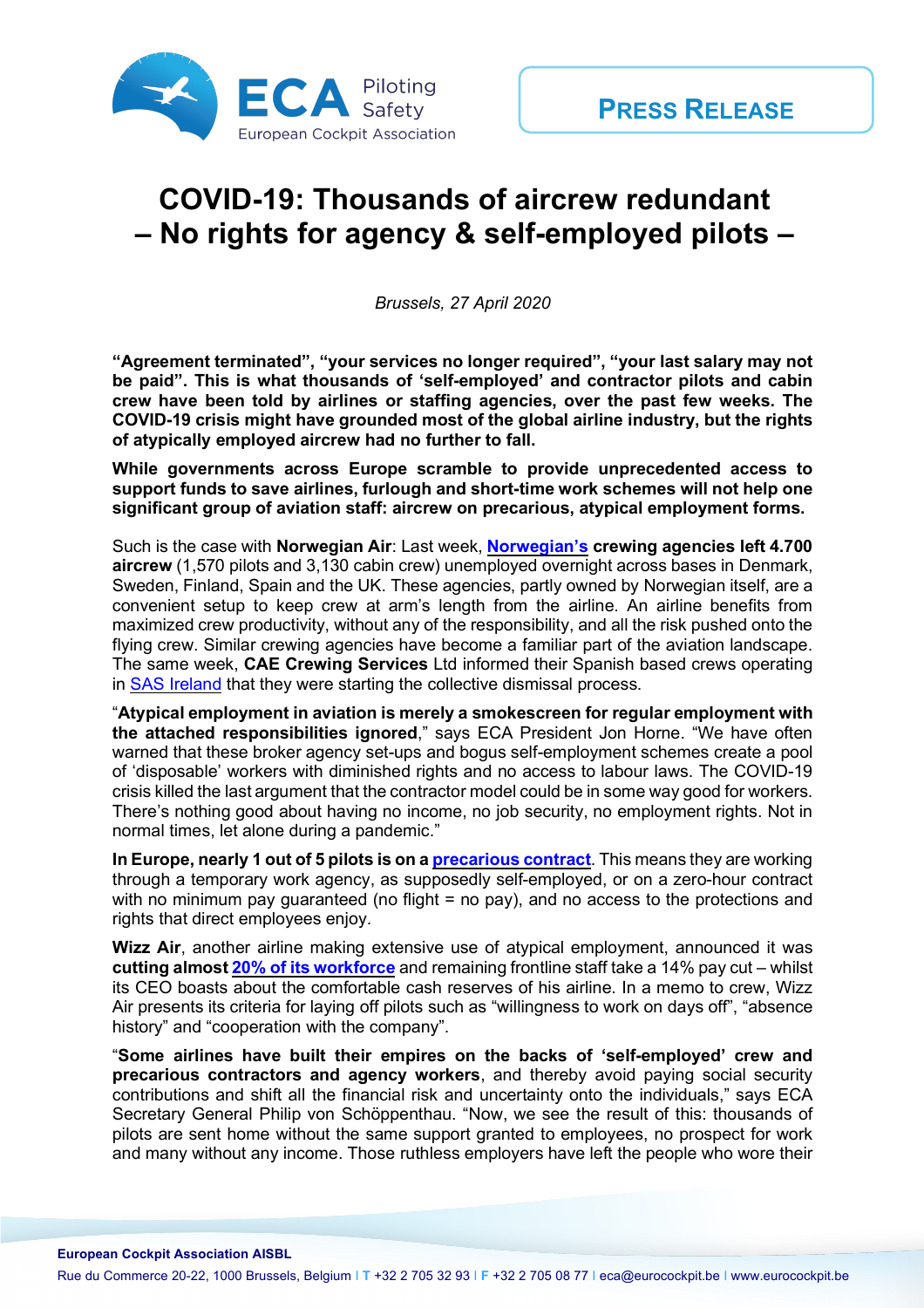PRESS RELEASE

# COVID-19: Thousands of aircrew redundant – No rights for agency & self-employed pilots –

*Brussels, 27 April 2020*

**"Agreement terminated", "your services no longer required", "your last salary may not be paid". This is what thousands of 'self-employed' and contractor pilots and cabin crew have been told by airlines or staffing agencies, over the past few weeks. The COVID-19 crisis might have grounded most of the global airline industry, but the rights of atypically employed aircrew had no further to fall.**

**While governments across Europe scramble to provide unprecedented access to support funds to save airlines, furlough and short-time work schemes will not help one significant group of aviation staff: aircrew on precarious, atypical employment forms.**

Such is the case with **Norwegian Air**: Last week, **Norwegian's crewing agencies left 4.700 aircrew** (1,570 pilots and 3,130 cabin crew) unemployed overnight across bases in Denmark, Sweden, Finland, Spain and the UK. These agencies, partly owned by Norwegian itself, are a convenient setup to keep crew at arm's length from the airline. An airline benefits from maximized crew productivity, without any of the responsibility, and all the risk pushed onto the flying crew. Similar crewing agencies have become a familiar part of the aviation landscape. The same week, **CAE Crewing Services** Ltd informed their Spanish based crews operating in SAS Ireland that they were starting the collective dismissal process.

"**Atypical employment in aviation is merely a smokescreen for regular employment with the attached responsibilities ignored**," says ECA President Jon Horne. "We have often warned that these broker agency set-ups and bogus self-employment schemes create a pool of 'disposable' workers with diminished rights and no access to labour laws. The COVID-19 crisis killed the last argument that the contractor model could be in some way good for workers. There's nothing good about having no income, no job security, no employment rights. Not in normal times, let alone during a pandemic."

**In Europe, nearly 1 out of 5 pilots is on a precarious contract**. This means they are working through a temporary work agency, as supposedly self-employed, or on a zero-hour contract with no minimum pay guaranteed (no flight = no pay), and no access to the protections and rights that direct employees enjoy.

**Wizz Air**, another airline making extensive use of atypical employment, announced it was **cutting almost 20% of its workforce** and remaining frontline staff take a 14% pay cut – whilst its CEO boasts about the comfortable cash reserves of his airline. In a memo to crew, Wizz Air presents its criteria for laying off pilots such as "willingness to work on days off", "absence history" and "cooperation with the company".

"**Some airlines have built their empires on the backs of 'self-employed' crew and precarious contractors and agency workers**, and thereby avoid paying social security contributions and shift all the financial risk and uncertainty onto the individuals," says ECA Secretary General Philip von Schöppenthau. "Now, we see the result of this: thousands of pilots are sent home without the same support granted to employees, no prospect for work and many without any income. Those ruthless employers have left the people who wore their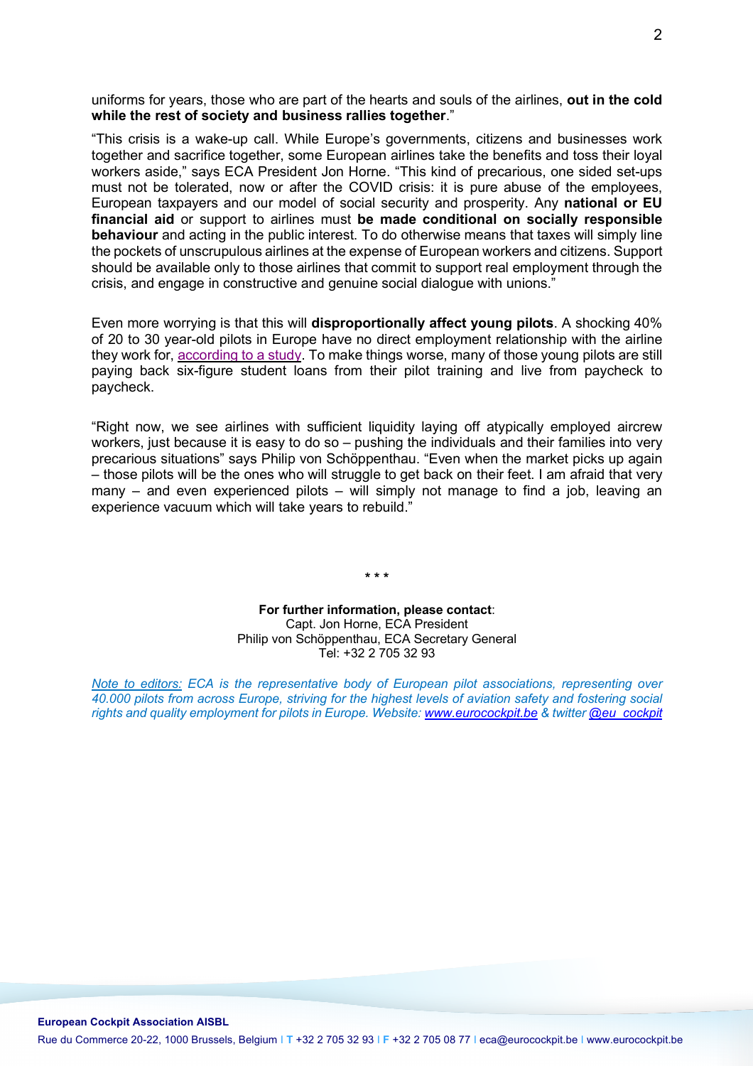uniforms for years, those who are part of the hearts and souls of the airlines, **out in the cold while the rest of society and business rallies together**."

"This crisis is a wake-up call. While Europe's governments, citizens and businesses work together and sacrifice together, some European airlines take the benefits and toss their loyal workers aside," says ECA President Jon Horne. "This kind of precarious, one sided set-ups must not be tolerated, now or after the COVID crisis: it is pure abuse of the employees, European taxpayers and our model of social security and prosperity. Any **national or EU financial aid** or support to airlines must **be made conditional on socially responsible behaviour** and acting in the public interest. To do otherwise means that taxes will simply line the pockets of unscrupulous airlines at the expense of European workers and citizens. Support should be available only to those airlines that commit to support real employment through the crisis, and engage in constructive and genuine social dialogue with unions."

Even more worrying is that this will **disproportionally affect young pilots**. A shocking 40% of 20 to 30 year-old pilots in Europe have no direct employment relationship with the airline they work for, according to a study. To make things worse, many of those young pilots are still paying back six-figure student loans from their pilot training and live from paycheck to paycheck.

"Right now, we see airlines with sufficient liquidity laying off atypically employed aircrew workers, just because it is easy to do so – pushing the individuals and their families into very precarious situations" says Philip von Schöppenthau. "Even when the market picks up again – those pilots will be the ones who will struggle to get back on their feet. I am afraid that very many – and even experienced pilots – will simply not manage to find a job, leaving an experience vacuum which will take years to rebuild."

\* \* \*

**For further information, please contact**:
Capt. Jon Horne, ECA President
Philip von Schöppenthau, ECA Secretary General
Tel: +32 2 705 32 93

*Note to editors: ECA is the representative body of European pilot associations, representing over 40.000 pilots from across Europe, striving for the highest levels of aviation safety and fostering social rights and quality employment for pilots in Europe. Website: www.eurocockpit.be & twitter @eu_cockpit*

**European Cockpit Association AISBL**
Rue du Commerce 20-22, 1000 Brussels, Belgium | T +32 2 705 32 93 | F +32 2 705 08 77 | eca@eurocockpit.be | www.eurocockpit.be